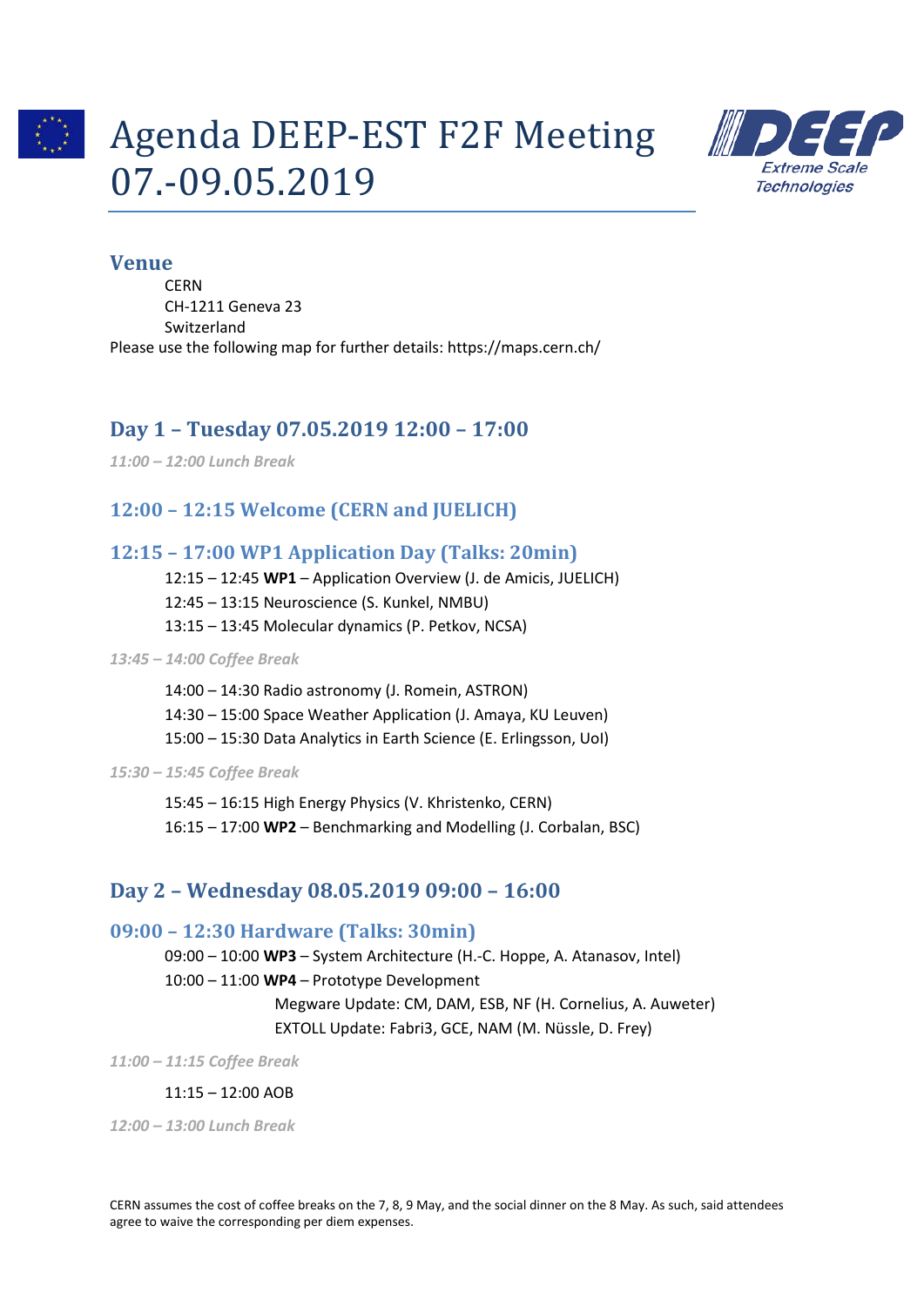# Agenda DEEP-EST F2F Meeting 07.-09.05.2019

## Venue

CERN
CH-1211 Geneva 23
Switzerland

Please use the following map for further details: https://maps.cern.ch/

## Day 1 – Tuesday 07.05.2019 12:00 – 17:00

*11:00 – 12:00 Lunch Break*

### 12:00 – 12:15 Welcome (CERN and JUELICH)

### 12:15 – 17:00 WP1 Application Day (Talks: 20min)

12:15 – 12:45 **WP1** – Application Overview (J. de Amicis, JUELICH)
12:45 – 13:15 Neuroscience (S. Kunkel, NMBU)
13:15 – 13:45 Molecular dynamics (P. Petkov, NCSA)

*13:45 – 14:00 Coffee Break*

14:00 – 14:30 Radio astronomy (J. Romein, ASTRON)
14:30 – 15:00 Space Weather Application (J. Amaya, KU Leuven)
15:00 – 15:30 Data Analytics in Earth Science (E. Erlingsson, UoI)

*15:30 – 15:45 Coffee Break*

15:45 – 16:15 High Energy Physics (V. Khristenko, CERN)
16:15 – 17:00 **WP2** – Benchmarking and Modelling (J. Corbalan, BSC)

## Day 2 – Wednesday 08.05.2019 09:00 – 16:00

### 09:00 – 12:30 Hardware (Talks: 30min)

09:00 – 10:00 **WP3** – System Architecture (H.-C. Hoppe, A. Atanasov, Intel)
10:00 – 11:00 **WP4** – Prototype Development
Megware Update: CM, DAM, ESB, NF (H. Cornelius, A. Auweter)
EXTOLL Update: Fabri3, GCE, NAM (M. Nüssle, D. Frey)

*11:00 – 11:15 Coffee Break*

11:15 – 12:00 AOB

*12:00 – 13:00 Lunch Break*

CERN assumes the cost of coffee breaks on the 7, 8, 9 May, and the social dinner on the 8 May. As such, said attendees agree to waive the corresponding per diem expenses.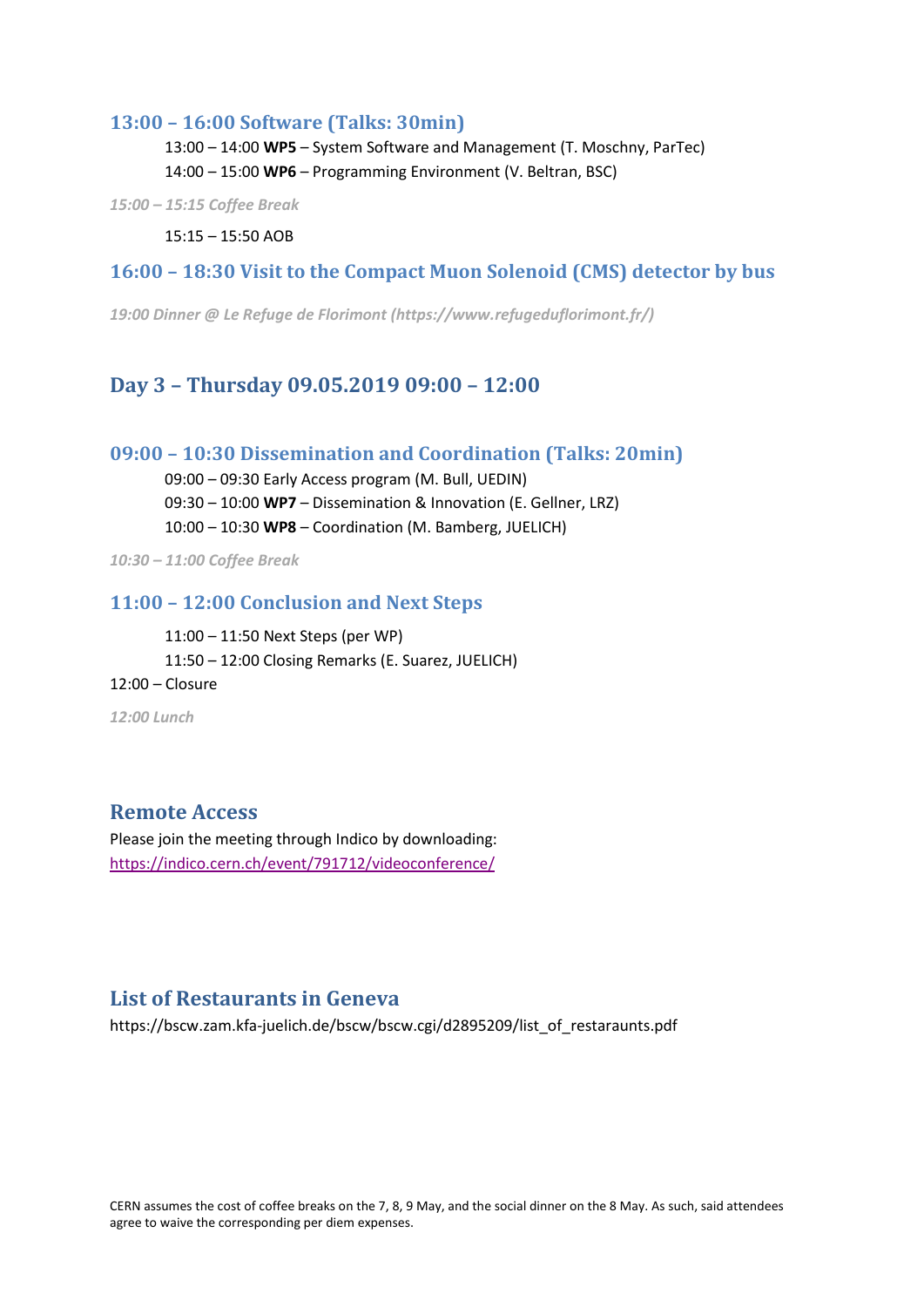### 13:00 – 16:00 Software (Talks: 30min)

13:00 – 14:00 **WP5** – System Software and Management (T. Moschny, ParTec)

14:00 – 15:00 **WP6** – Programming Environment (V. Beltran, BSC)

*15:00 – 15:15 Coffee Break*

15:15 – 15:50 AOB

### 16:00 – 18:30 Visit to the Compact Muon Solenoid (CMS) detector by bus

*19:00 Dinner @ Le Refuge de Florimont (https://www.refugeduflorimont.fr/)*

## Day 3 – Thursday 09.05.2019 09:00 – 12:00

### 09:00 – 10:30 Dissemination and Coordination (Talks: 20min)

09:00 – 09:30 Early Access program (M. Bull, UEDIN)

09:30 – 10:00 **WP7** – Dissemination & Innovation (E. Gellner, LRZ)

10:00 – 10:30 **WP8** – Coordination (M. Bamberg, JUELICH)

*10:30 – 11:00 Coffee Break*

### 11:00 – 12:00 Conclusion and Next Steps

11:00 – 11:50 Next Steps (per WP)

11:50 – 12:00 Closing Remarks (E. Suarez, JUELICH)

12:00 – Closure

*12:00 Lunch*

## Remote Access

Please join the meeting through Indico by downloading:
https://indico.cern.ch/event/791712/videoconference/

## List of Restaurants in Geneva

https://bscw.zam.kfa-juelich.de/bscw/bscw.cgi/d2895209/list_of_restaraunts.pdf

CERN assumes the cost of coffee breaks on the 7, 8, 9 May, and the social dinner on the 8 May. As such, said attendees agree to waive the corresponding per diem expenses.